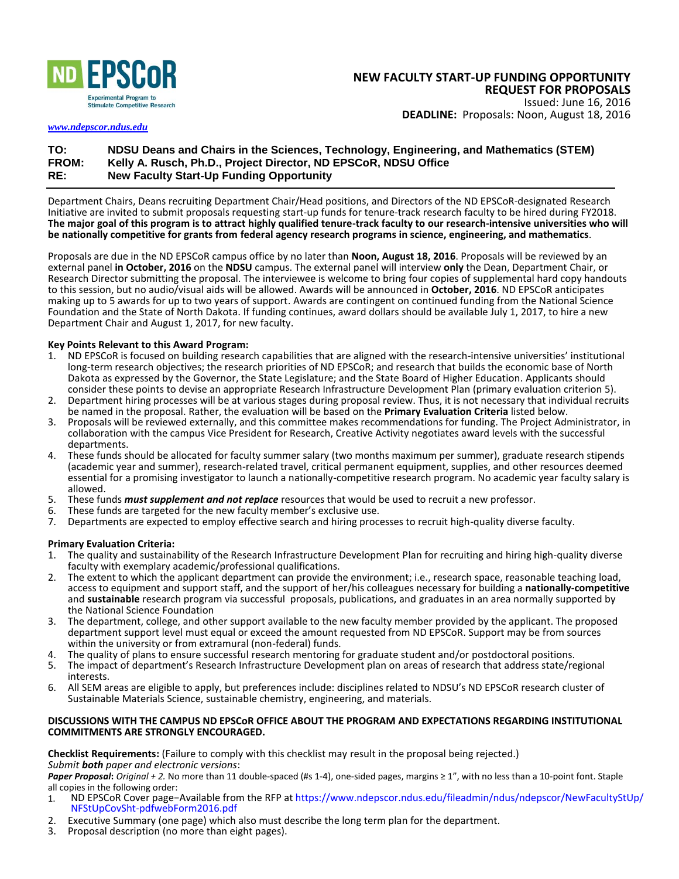**ND EPSCoR**
Experimental Program to Stimulate Competitive Research

www.ndepscor.ndus.edu

## NEW FACULTY START-UP FUNDING OPPORTUNITY
## REQUEST FOR PROPOSALS

Issued: June 16, 2016

**DEADLINE:** Proposals: Noon, August 18, 2016

**TO:** NDSU Deans and Chairs in the Sciences, Technology, Engineering, and Mathematics (STEM)
**FROM:** Kelly A. Rusch, Ph.D., Project Director, ND EPSCoR, NDSU Office
**RE:** New Faculty Start-Up Funding Opportunity

---

Department Chairs, Deans recruiting Department Chair/Head positions, and Directors of the ND EPSCoR-designated Research Initiative are invited to submit proposals requesting start-up funds for tenure-track research faculty to be hired during FY2018. **The major goal of this program is to attract highly qualified tenure-track faculty to our research-intensive universities who will be nationally competitive for grants from federal agency research programs in science, engineering, and mathematics**.

Proposals are due in the ND EPSCoR campus office by no later than **Noon, August 18, 2016**. Proposals will be reviewed by an external panel **in October, 2016** on the **NDSU** campus. The external panel will interview **only** the Dean, Department Chair, or Research Director submitting the proposal. The interviewee is welcome to bring four copies of supplemental hard copy handouts to this session, but no audio/visual aids will be allowed. Awards will be announced in **October, 2016**. ND EPSCoR anticipates making up to 5 awards for up to two years of support. Awards are contingent on continued funding from the National Science Foundation and the State of North Dakota. If funding continues, award dollars should be available July 1, 2017, to hire a new Department Chair and August 1, 2017, for new faculty.

**Key Points Relevant to this Award Program:**

1. ND EPSCoR is focused on building research capabilities that are aligned with the research-intensive universities' institutional long-term research objectives; the research priorities of ND EPSCoR; and research that builds the economic base of North Dakota as expressed by the Governor, the State Legislature; and the State Board of Higher Education. Applicants should consider these points to devise an appropriate Research Infrastructure Development Plan (primary evaluation criterion 5).
2. Department hiring processes will be at various stages during proposal review. Thus, it is not necessary that individual recruits be named in the proposal. Rather, the evaluation will be based on the **Primary Evaluation Criteria** listed below.
3. Proposals will be reviewed externally, and this committee makes recommendations for funding. The Project Administrator, in collaboration with the campus Vice President for Research, Creative Activity negotiates award levels with the successful departments.
4. These funds should be allocated for faculty summer salary (two months maximum per summer), graduate research stipends (academic year and summer), research-related travel, critical permanent equipment, supplies, and other resources deemed essential for a promising investigator to launch a nationally-competitive research program. No academic year faculty salary is allowed.
5. These funds ***must supplement and not replace*** resources that would be used to recruit a new professor.
6. These funds are targeted for the new faculty member's exclusive use.
7. Departments are expected to employ effective search and hiring processes to recruit high-quality diverse faculty.

**Primary Evaluation Criteria:**

1. The quality and sustainability of the Research Infrastructure Development Plan for recruiting and hiring high-quality diverse faculty with exemplary academic/professional qualifications.
2. The extent to which the applicant department can provide the environment; i.e., research space, reasonable teaching load, access to equipment and support staff, and the support of her/his colleagues necessary for building a **nationally-competitive** and **sustainable** research program via successful proposals, publications, and graduates in an area normally supported by the National Science Foundation
3. The department, college, and other support available to the new faculty member provided by the applicant. The proposed department support level must equal or exceed the amount requested from ND EPSCoR. Support may be from sources within the university or from extramural (non-federal) funds.
4. The quality of plans to ensure successful research mentoring for graduate student and/or postdoctoral positions.
5. The impact of department's Research Infrastructure Development plan on areas of research that address state/regional interests.
6. All SEM areas are eligible to apply, but preferences include: disciplines related to NDSU's ND EPSCoR research cluster of Sustainable Materials Science, sustainable chemistry, engineering, and materials.

**DISCUSSIONS WITH THE CAMPUS ND EPSCoR OFFICE ABOUT THE PROGRAM AND EXPECTATIONS REGARDING INSTITUTIONAL COMMITMENTS ARE STRONGLY ENCOURAGED.**

**Checklist Requirements:** (Failure to comply with this checklist may result in the proposal being rejected.)

*Submit **both** paper and electronic versions*:

***Paper Proposal**: Original + 2.* No more than 11 double-spaced (#s 1-4), one-sided pages, margins ≥ 1", with no less than a 10-point font. Staple all copies in the following order:

1. ND EPSCoR Cover page–Available from the RFP at https://www.ndepscor.ndus.edu/fileadmin/ndus/ndepscor/NewFacultyStUp/NFStUpCovSht-pdfwebForm2016.pdf
2. Executive Summary (one page) which also must describe the long term plan for the department.
3. Proposal description (no more than eight pages).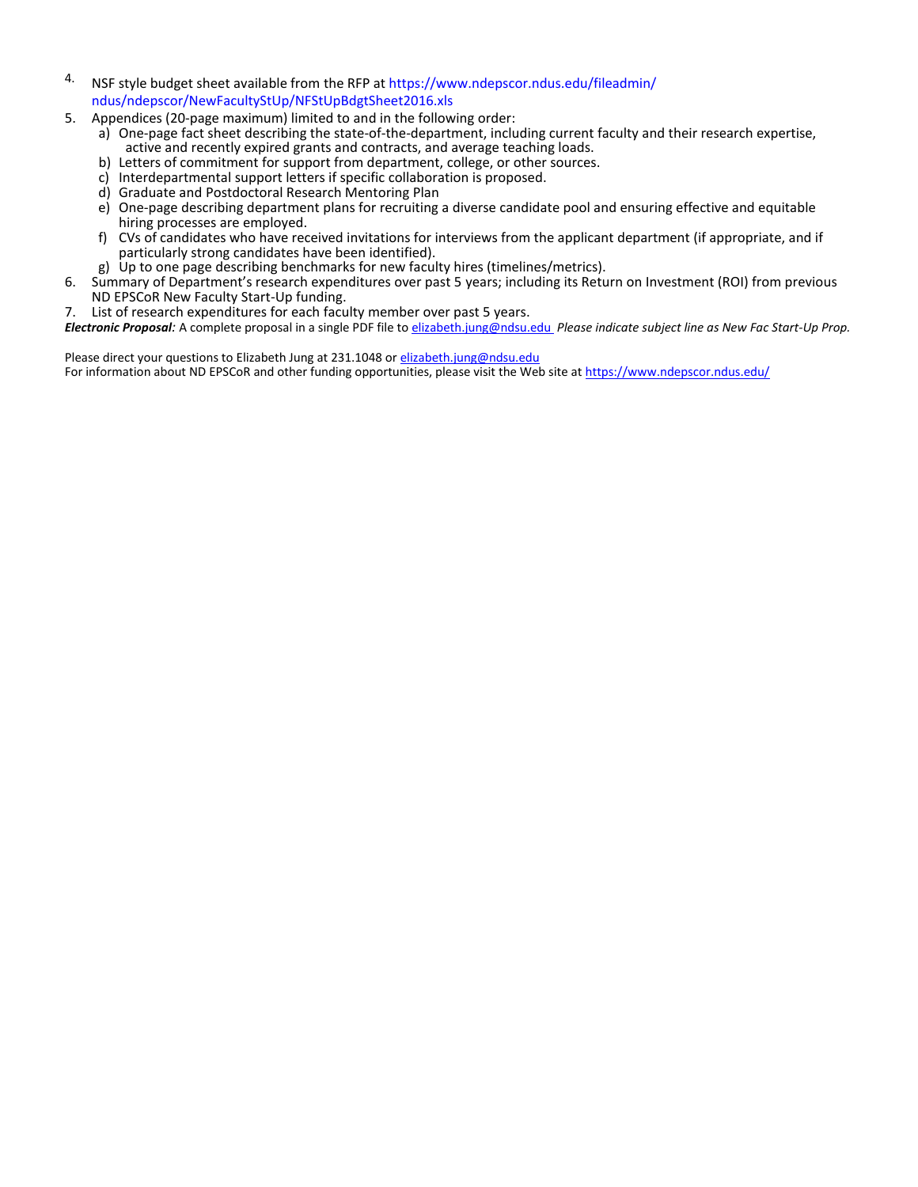4. NSF style budget sheet available from the RFP at https://www.ndepscor.ndus.edu/fileadmin/ndus/ndepscor/NewFacultyStUp/NFStUpBdgtSheet2016.xls
5. Appendices (20-page maximum) limited to and in the following order:
   a) One-page fact sheet describing the state-of-the-department, including current faculty and their research expertise, active and recently expired grants and contracts, and average teaching loads.
   b) Letters of commitment for support from department, college, or other sources.
   c) Interdepartmental support letters if specific collaboration is proposed.
   d) Graduate and Postdoctoral Research Mentoring Plan
   e) One-page describing department plans for recruiting a diverse candidate pool and ensuring effective and equitable hiring processes are employed.
   f) CVs of candidates who have received invitations for interviews from the applicant department (if appropriate, and if particularly strong candidates have been identified).
   g) Up to one page describing benchmarks for new faculty hires (timelines/metrics).
6. Summary of Department's research expenditures over past 5 years; including its Return on Investment (ROI) from previous ND EPSCoR New Faculty Start-Up funding.
7. List of research expenditures for each faculty member over past 5 years.

***Electronic Proposal:*** A complete proposal in a single PDF file to elizabeth.jung@ndsu.edu *Please indicate subject line as New Fac Start-Up Prop.*

Please direct your questions to Elizabeth Jung at 231.1048 or elizabeth.jung@ndsu.edu
For information about ND EPSCoR and other funding opportunities, please visit the Web site at https://www.ndepscor.ndus.edu/